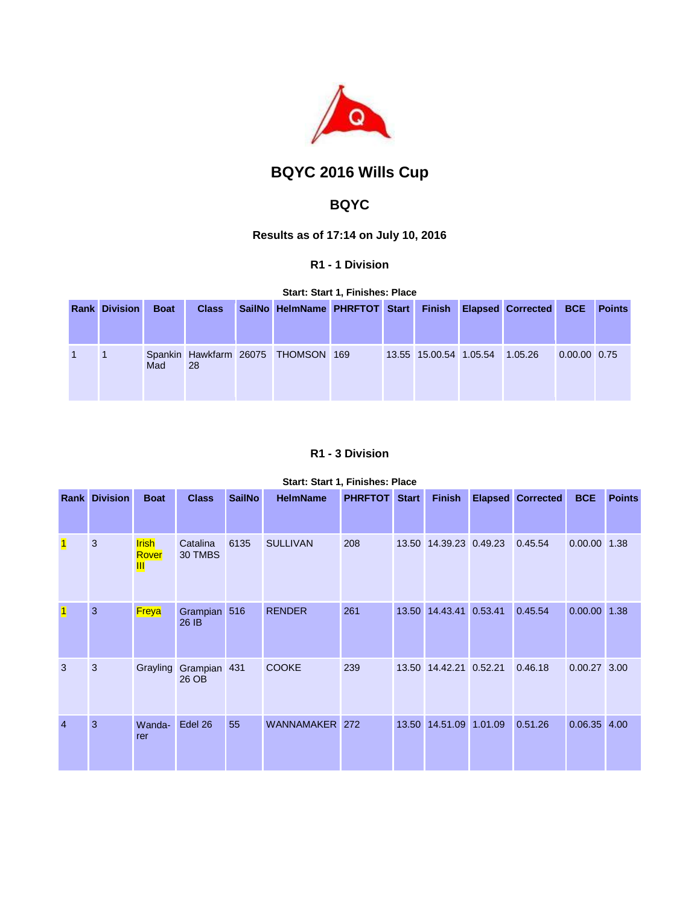# BQYC 2016 Wills Cup

## BQYC

### Results as of 17:14 on July 10, 2016

#### R1 - 1 Division

**Start: Start 1, Finishes: Place**

| Rank | Division | Boat | Class | SailNo | HelmName | PHRFTOT | Start | Finish | Elapsed | Corrected | BCE | Points |
|---|---|---|---|---|---|---|---|---|---|---|---|---|
| 1 | 1 | Spankin Mad | Hawkfarm 28 | 26075 | THOMSON | 169 | 13.55 | 15.00.54 | 1.05.54 | 1.05.26 | 0.00.00 | 0.75 |

#### R1 - 3 Division

**Start: Start 1, Finishes: Place**

| Rank | Division | Boat | Class | SailNo | HelmName | PHRFTOT | Start | Finish | Elapsed | Corrected | BCE | Points |
|---|---|---|---|---|---|---|---|---|---|---|---|---|
| 1 | 3 | Irish Rover III | Catalina 30 TMBS | 6135 | SULLIVAN | 208 | 13.50 | 14.39.23 | 0.49.23 | 0.45.54 | 0.00.00 | 1.38 |
| 1 | 3 | Freya | Grampian 26 IB | 516 | RENDER | 261 | 13.50 | 14.43.41 | 0.53.41 | 0.45.54 | 0.00.00 | 1.38 |
| 3 | 3 | Grayling | Grampian 26 OB | 431 | COOKE | 239 | 13.50 | 14.42.21 | 0.52.21 | 0.46.18 | 0.00.27 | 3.00 |
| 4 | 3 | Wanda-rer | Edel 26 | 55 | WANNAMAKER | 272 | 13.50 | 14.51.09 | 1.01.09 | 0.51.26 | 0.06.35 | 4.00 |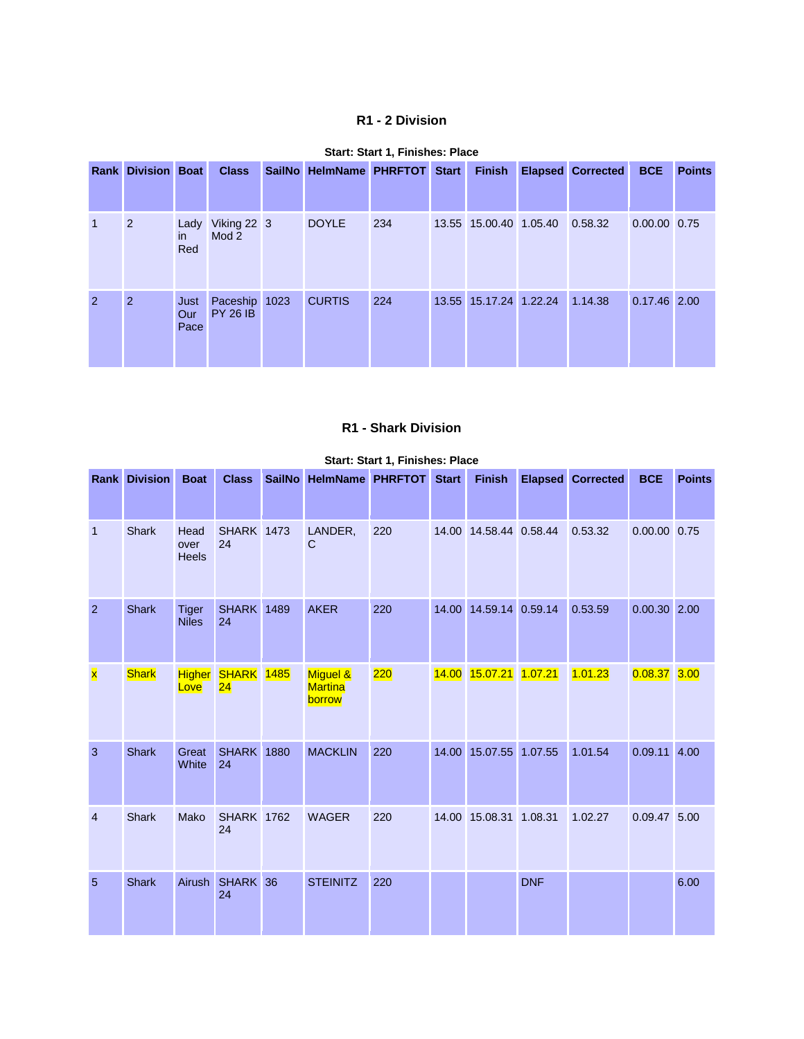### R1 - 2 Division

**Start: Start 1, Finishes: Place**

| Rank | Division | Boat | Class | SailNo | HelmName | PHRFTOT | Start | Finish | Elapsed | Corrected | BCE | Points |
|---|---|---|---|---|---|---|---|---|---|---|---|---|
| 1 | 2 | Lady in Red | Viking 22 Mod 2 | 3 | DOYLE | 234 | 13.55 | 15.00.40 | 1.05.40 | 0.58.32 | 0.00.00 | 0.75 |
| 2 | 2 | Just Our Pace | Paceship PY 26 IB | 1023 | CURTIS | 224 | 13.55 | 15.17.24 | 1.22.24 | 1.14.38 | 0.17.46 | 2.00 |

### R1 - Shark Division

**Start: Start 1, Finishes: Place**

| Rank | Division | Boat | Class | SailNo | HelmName | PHRFTOT | Start | Finish | Elapsed | Corrected | BCE | Points |
|---|---|---|---|---|---|---|---|---|---|---|---|---|
| 1 | Shark | Head over Heels | SHARK 24 | 1473 | LANDER, C | 220 | 14.00 | 14.58.44 | 0.58.44 | 0.53.32 | 0.00.00 | 0.75 |
| 2 | Shark | Tiger Niles | SHARK 24 | 1489 | AKER | 220 | 14.00 | 14.59.14 | 0.59.14 | 0.53.59 | 0.00.30 | 2.00 |
| x | Shark | Higher Love | SHARK 24 | 1485 | Miguel & Martina borrow | 220 | 14.00 | 15.07.21 | 1.07.21 | 1.01.23 | 0.08.37 | 3.00 |
| 3 | Shark | Great White | SHARK 24 | 1880 | MACKLIN | 220 | 14.00 | 15.07.55 | 1.07.55 | 1.01.54 | 0.09.11 | 4.00 |
| 4 | Shark | Mako | SHARK 24 | 1762 | WAGER | 220 | 14.00 | 15.08.31 | 1.08.31 | 1.02.27 | 0.09.47 | 5.00 |
| 5 | Shark | Airush | SHARK 24 | 36 | STEINITZ | 220 | | | DNF | | | 6.00 |